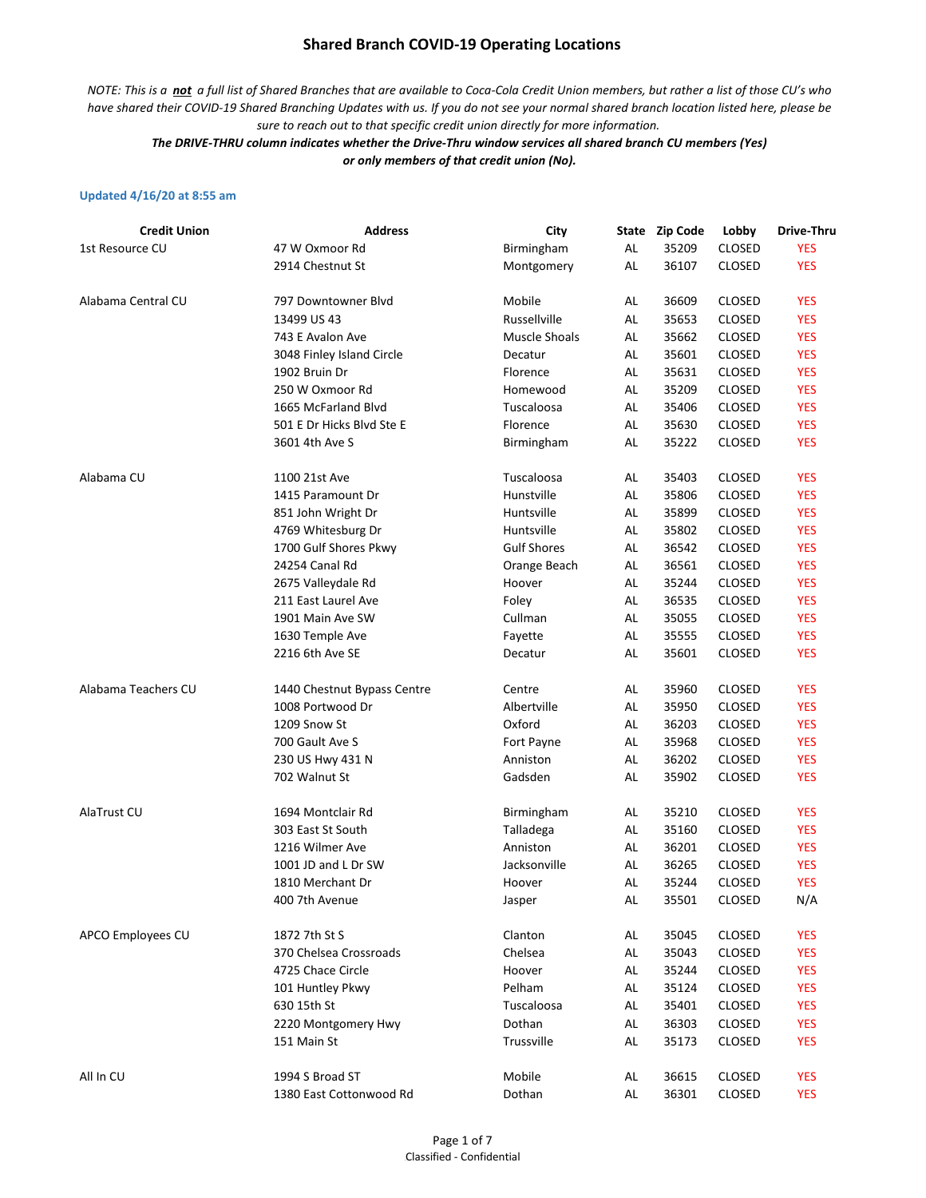# Shared Branch COVID-19 Operating Locations

*NOTE: This is a **not** a full list of Shared Branches that are available to Coca-Cola Credit Union members, but rather a list of those CU's who have shared their COVID-19 Shared Branching Updates with us. If you do not see your normal shared branch location listed here, please be sure to reach out to that specific credit union directly for more information.*

***The DRIVE-THRU column indicates whether the Drive-Thru window services all shared branch CU members (Yes) or only members of that credit union (No).***

Updated 4/16/20 at 8:55 am

| Credit Union | Address | City | State | Zip Code | Lobby | Drive-Thru |
|---|---|---|---|---|---|---|
| 1st Resource CU | 47 W Oxmoor Rd | Birmingham | AL | 35209 | CLOSED | YES |
| | 2914 Chestnut St | Montgomery | AL | 36107 | CLOSED | YES |
| Alabama Central CU | 797 Downtowner Blvd | Mobile | AL | 36609 | CLOSED | YES |
| | 13499 US 43 | Russellville | AL | 35653 | CLOSED | YES |
| | 743 E Avalon Ave | Muscle Shoals | AL | 35662 | CLOSED | YES |
| | 3048 Finley Island Circle | Decatur | AL | 35601 | CLOSED | YES |
| | 1902 Bruin Dr | Florence | AL | 35631 | CLOSED | YES |
| | 250 W Oxmoor Rd | Homewood | AL | 35209 | CLOSED | YES |
| | 1665 McFarland Blvd | Tuscaloosa | AL | 35406 | CLOSED | YES |
| | 501 E Dr Hicks Blvd Ste E | Florence | AL | 35630 | CLOSED | YES |
| | 3601 4th Ave S | Birmingham | AL | 35222 | CLOSED | YES |
| Alabama CU | 1100 21st Ave | Tuscaloosa | AL | 35403 | CLOSED | YES |
| | 1415 Paramount Dr | Hunstville | AL | 35806 | CLOSED | YES |
| | 851 John Wright Dr | Huntsville | AL | 35899 | CLOSED | YES |
| | 4769 Whitesburg Dr | Huntsville | AL | 35802 | CLOSED | YES |
| | 1700 Gulf Shores Pkwy | Gulf Shores | AL | 36542 | CLOSED | YES |
| | 24254 Canal Rd | Orange Beach | AL | 36561 | CLOSED | YES |
| | 2675 Valleydale Rd | Hoover | AL | 35244 | CLOSED | YES |
| | 211 East Laurel Ave | Foley | AL | 36535 | CLOSED | YES |
| | 1901 Main Ave SW | Cullman | AL | 35055 | CLOSED | YES |
| | 1630 Temple Ave | Fayette | AL | 35555 | CLOSED | YES |
| | 2216 6th Ave SE | Decatur | AL | 35601 | CLOSED | YES |
| Alabama Teachers CU | 1440 Chestnut Bypass Centre | Centre | AL | 35960 | CLOSED | YES |
| | 1008 Portwood Dr | Albertville | AL | 35950 | CLOSED | YES |
| | 1209 Snow St | Oxford | AL | 36203 | CLOSED | YES |
| | 700 Gault Ave S | Fort Payne | AL | 35968 | CLOSED | YES |
| | 230 US Hwy 431 N | Anniston | AL | 36202 | CLOSED | YES |
| | 702 Walnut St | Gadsden | AL | 35902 | CLOSED | YES |
| AlaTrust CU | 1694 Montclair Rd | Birmingham | AL | 35210 | CLOSED | YES |
| | 303 East St South | Talladega | AL | 35160 | CLOSED | YES |
| | 1216 Wilmer Ave | Anniston | AL | 36201 | CLOSED | YES |
| | 1001 JD and L Dr SW | Jacksonville | AL | 36265 | CLOSED | YES |
| | 1810 Merchant Dr | Hoover | AL | 35244 | CLOSED | YES |
| | 400 7th Avenue | Jasper | AL | 35501 | CLOSED | N/A |
| APCO Employees CU | 1872 7th St S | Clanton | AL | 35045 | CLOSED | YES |
| | 370 Chelsea Crossroads | Chelsea | AL | 35043 | CLOSED | YES |
| | 4725 Chace Circle | Hoover | AL | 35244 | CLOSED | YES |
| | 101 Huntley Pkwy | Pelham | AL | 35124 | CLOSED | YES |
| | 630 15th St | Tuscaloosa | AL | 35401 | CLOSED | YES |
| | 2220 Montgomery Hwy | Dothan | AL | 36303 | CLOSED | YES |
| | 151 Main St | Trussville | AL | 35173 | CLOSED | YES |
| All In CU | 1994 S Broad ST | Mobile | AL | 36615 | CLOSED | YES |
| | 1380 East Cottonwood Rd | Dothan | AL | 36301 | CLOSED | YES |

Classified - Confidential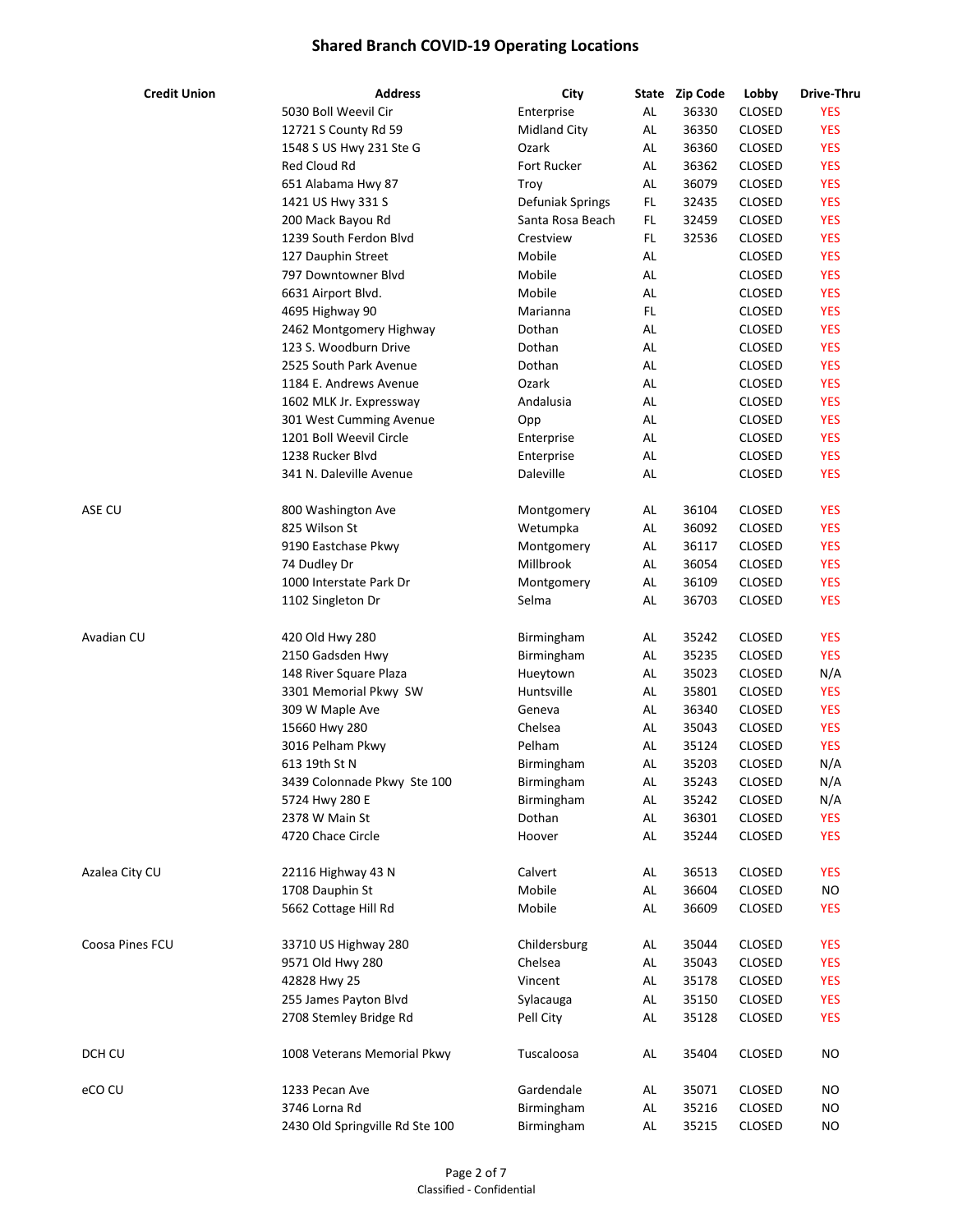# Shared Branch COVID-19 Operating Locations

| Credit Union | Address | City | State | Zip Code | Lobby | Drive-Thru |
|---|---|---|---|---|---|---|
| | 5030 Boll Weevil Cir | Enterprise | AL | 36330 | CLOSED | YES |
| | 12721 S County Rd 59 | Midland City | AL | 36350 | CLOSED | YES |
| | 1548 S US Hwy 231 Ste G | Ozark | AL | 36360 | CLOSED | YES |
| | Red Cloud Rd | Fort Rucker | AL | 36362 | CLOSED | YES |
| | 651 Alabama Hwy 87 | Troy | AL | 36079 | CLOSED | YES |
| | 1421 US Hwy 331 S | Defuniak Springs | FL | 32435 | CLOSED | YES |
| | 200 Mack Bayou Rd | Santa Rosa Beach | FL | 32459 | CLOSED | YES |
| | 1239 South Ferdon Blvd | Crestview | FL | 32536 | CLOSED | YES |
| | 127 Dauphin Street | Mobile | AL | | CLOSED | YES |
| | 797 Downtowner Blvd | Mobile | AL | | CLOSED | YES |
| | 6631 Airport Blvd. | Mobile | AL | | CLOSED | YES |
| | 4695 Highway 90 | Marianna | FL | | CLOSED | YES |
| | 2462 Montgomery Highway | Dothan | AL | | CLOSED | YES |
| | 123 S. Woodburn Drive | Dothan | AL | | CLOSED | YES |
| | 2525 South Park Avenue | Dothan | AL | | CLOSED | YES |
| | 1184 E. Andrews Avenue | Ozark | AL | | CLOSED | YES |
| | 1602 MLK Jr. Expressway | Andalusia | AL | | CLOSED | YES |
| | 301 West Cumming Avenue | Opp | AL | | CLOSED | YES |
| | 1201 Boll Weevil Circle | Enterprise | AL | | CLOSED | YES |
| | 1238 Rucker Blvd | Enterprise | AL | | CLOSED | YES |
| | 341 N. Daleville Avenue | Daleville | AL | | CLOSED | YES |
| ASE CU | 800 Washington Ave | Montgomery | AL | 36104 | CLOSED | YES |
| | 825 Wilson St | Wetumpka | AL | 36092 | CLOSED | YES |
| | 9190 Eastchase Pkwy | Montgomery | AL | 36117 | CLOSED | YES |
| | 74 Dudley Dr | Millbrook | AL | 36054 | CLOSED | YES |
| | 1000 Interstate Park Dr | Montgomery | AL | 36109 | CLOSED | YES |
| | 1102 Singleton Dr | Selma | AL | 36703 | CLOSED | YES |
| Avadian CU | 420 Old Hwy 280 | Birmingham | AL | 35242 | CLOSED | YES |
| | 2150 Gadsden Hwy | Birmingham | AL | 35235 | CLOSED | YES |
| | 148 River Square Plaza | Hueytown | AL | 35023 | CLOSED | N/A |
| | 3301 Memorial Pkwy SW | Huntsville | AL | 35801 | CLOSED | YES |
| | 309 W Maple Ave | Geneva | AL | 36340 | CLOSED | YES |
| | 15660 Hwy 280 | Chelsea | AL | 35043 | CLOSED | YES |
| | 3016 Pelham Pkwy | Pelham | AL | 35124 | CLOSED | YES |
| | 613 19th St N | Birmingham | AL | 35203 | CLOSED | N/A |
| | 3439 Colonnade Pkwy Ste 100 | Birmingham | AL | 35243 | CLOSED | N/A |
| | 5724 Hwy 280 E | Birmingham | AL | 35242 | CLOSED | N/A |
| | 2378 W Main St | Dothan | AL | 36301 | CLOSED | YES |
| | 4720 Chace Circle | Hoover | AL | 35244 | CLOSED | YES |
| Azalea City CU | 22116 Highway 43 N | Calvert | AL | 36513 | CLOSED | YES |
| | 1708 Dauphin St | Mobile | AL | 36604 | CLOSED | NO |
| | 5662 Cottage Hill Rd | Mobile | AL | 36609 | CLOSED | YES |
| Coosa Pines FCU | 33710 US Highway 280 | Childersburg | AL | 35044 | CLOSED | YES |
| | 9571 Old Hwy 280 | Chelsea | AL | 35043 | CLOSED | YES |
| | 42828 Hwy 25 | Vincent | AL | 35178 | CLOSED | YES |
| | 255 James Payton Blvd | Sylacauga | AL | 35150 | CLOSED | YES |
| | 2708 Stemley Bridge Rd | Pell City | AL | 35128 | CLOSED | YES |
| DCH CU | 1008 Veterans Memorial Pkwy | Tuscaloosa | AL | 35404 | CLOSED | NO |
| eCO CU | 1233 Pecan Ave | Gardendale | AL | 35071 | CLOSED | NO |
| | 3746 Lorna Rd | Birmingham | AL | 35216 | CLOSED | NO |
| | 2430 Old Springville Rd Ste 100 | Birmingham | AL | 35215 | CLOSED | NO |

Classified - Confidential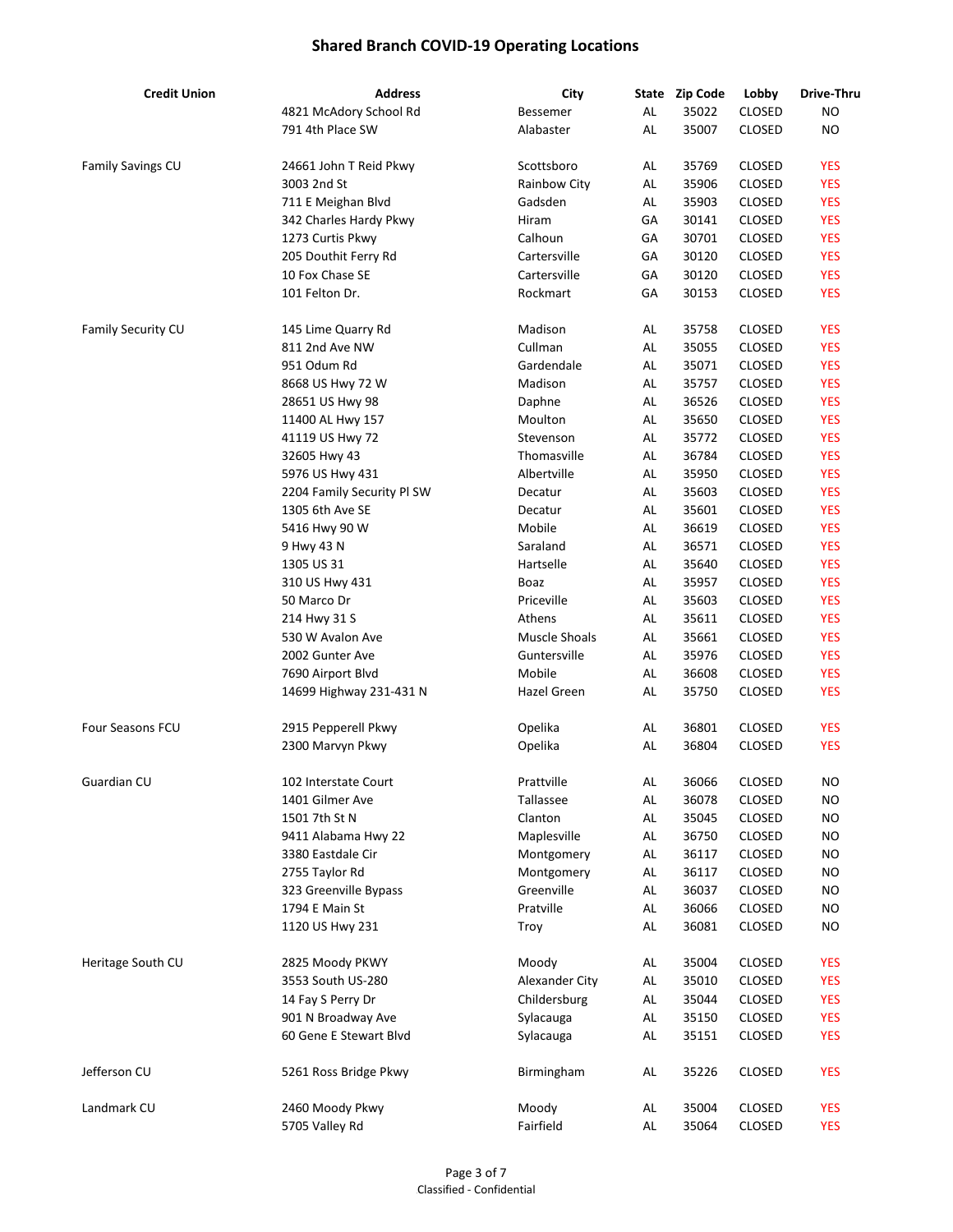# Shared Branch COVID-19 Operating Locations

| Credit Union | Address | City | State | Zip Code | Lobby | Drive-Thru |
|---|---|---|---|---|---|---|
| | 4821 McAdory School Rd | Bessemer | AL | 35022 | CLOSED | NO |
| | 791 4th Place SW | Alabaster | AL | 35007 | CLOSED | NO |
| Family Savings CU | 24661 John T Reid Pkwy | Scottsboro | AL | 35769 | CLOSED | YES |
| | 3003 2nd St | Rainbow City | AL | 35906 | CLOSED | YES |
| | 711 E Meighan Blvd | Gadsden | AL | 35903 | CLOSED | YES |
| | 342 Charles Hardy Pkwy | Hiram | GA | 30141 | CLOSED | YES |
| | 1273 Curtis Pkwy | Calhoun | GA | 30701 | CLOSED | YES |
| | 205 Douthit Ferry Rd | Cartersville | GA | 30120 | CLOSED | YES |
| | 10 Fox Chase SE | Cartersville | GA | 30120 | CLOSED | YES |
| | 101 Felton Dr. | Rockmart | GA | 30153 | CLOSED | YES |
| Family Security CU | 145 Lime Quarry Rd | Madison | AL | 35758 | CLOSED | YES |
| | 811 2nd Ave NW | Cullman | AL | 35055 | CLOSED | YES |
| | 951 Odum Rd | Gardendale | AL | 35071 | CLOSED | YES |
| | 8668 US Hwy 72 W | Madison | AL | 35757 | CLOSED | YES |
| | 28651 US Hwy 98 | Daphne | AL | 36526 | CLOSED | YES |
| | 11400 AL Hwy 157 | Moulton | AL | 35650 | CLOSED | YES |
| | 41119 US Hwy 72 | Stevenson | AL | 35772 | CLOSED | YES |
| | 32605 Hwy 43 | Thomasville | AL | 36784 | CLOSED | YES |
| | 5976 US Hwy 431 | Albertville | AL | 35950 | CLOSED | YES |
| | 2204 Family Security Pl SW | Decatur | AL | 35603 | CLOSED | YES |
| | 1305 6th Ave SE | Decatur | AL | 35601 | CLOSED | YES |
| | 5416 Hwy 90 W | Mobile | AL | 36619 | CLOSED | YES |
| | 9 Hwy 43 N | Saraland | AL | 36571 | CLOSED | YES |
| | 1305 US 31 | Hartselle | AL | 35640 | CLOSED | YES |
| | 310 US Hwy 431 | Boaz | AL | 35957 | CLOSED | YES |
| | 50 Marco Dr | Priceville | AL | 35603 | CLOSED | YES |
| | 214 Hwy 31 S | Athens | AL | 35611 | CLOSED | YES |
| | 530 W Avalon Ave | Muscle Shoals | AL | 35661 | CLOSED | YES |
| | 2002 Gunter Ave | Guntersville | AL | 35976 | CLOSED | YES |
| | 7690 Airport Blvd | Mobile | AL | 36608 | CLOSED | YES |
| | 14699 Highway 231-431 N | Hazel Green | AL | 35750 | CLOSED | YES |
| Four Seasons FCU | 2915 Pepperell Pkwy | Opelika | AL | 36801 | CLOSED | YES |
| | 2300 Marvyn Pkwy | Opelika | AL | 36804 | CLOSED | YES |
| Guardian CU | 102 Interstate Court | Prattville | AL | 36066 | CLOSED | NO |
| | 1401 Gilmer Ave | Tallassee | AL | 36078 | CLOSED | NO |
| | 1501 7th St N | Clanton | AL | 35045 | CLOSED | NO |
| | 9411 Alabama Hwy 22 | Maplesville | AL | 36750 | CLOSED | NO |
| | 3380 Eastdale Cir | Montgomery | AL | 36117 | CLOSED | NO |
| | 2755 Taylor Rd | Montgomery | AL | 36117 | CLOSED | NO |
| | 323 Greenville Bypass | Greenville | AL | 36037 | CLOSED | NO |
| | 1794 E Main St | Pratville | AL | 36066 | CLOSED | NO |
| | 1120 US Hwy 231 | Troy | AL | 36081 | CLOSED | NO |
| Heritage South CU | 2825 Moody PKWY | Moody | AL | 35004 | CLOSED | YES |
| | 3553 South US-280 | Alexander City | AL | 35010 | CLOSED | YES |
| | 14 Fay S Perry Dr | Childersburg | AL | 35044 | CLOSED | YES |
| | 901 N Broadway Ave | Sylacauga | AL | 35150 | CLOSED | YES |
| | 60 Gene E Stewart Blvd | Sylacauga | AL | 35151 | CLOSED | YES |
| Jefferson CU | 5261 Ross Bridge Pkwy | Birmingham | AL | 35226 | CLOSED | YES |
| Landmark CU | 2460 Moody Pkwy | Moody | AL | 35004 | CLOSED | YES |
| | 5705 Valley Rd | Fairfield | AL | 35064 | CLOSED | YES |

Classified - Confidential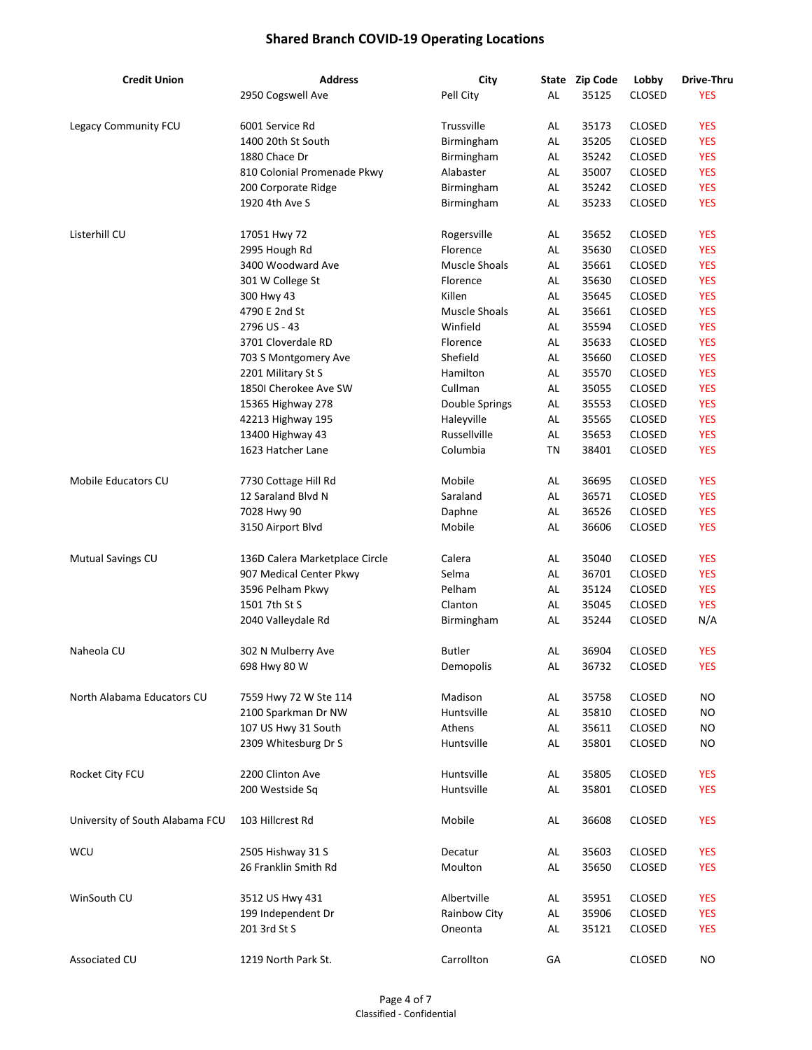# Shared Branch COVID-19 Operating Locations

| Credit Union | Address | City | State | Zip Code | Lobby | Drive-Thru |
|---|---|---|---|---|---|---|
| | 2950 Cogswell Ave | Pell City | AL | 35125 | CLOSED | YES |
| Legacy Community FCU | 6001 Service Rd | Trussville | AL | 35173 | CLOSED | YES |
| | 1400 20th St South | Birmingham | AL | 35205 | CLOSED | YES |
| | 1880 Chace Dr | Birmingham | AL | 35242 | CLOSED | YES |
| | 810 Colonial Promenade Pkwy | Alabaster | AL | 35007 | CLOSED | YES |
| | 200 Corporate Ridge | Birmingham | AL | 35242 | CLOSED | YES |
| | 1920 4th Ave S | Birmingham | AL | 35233 | CLOSED | YES |
| Listerhill CU | 17051 Hwy 72 | Rogersville | AL | 35652 | CLOSED | YES |
| | 2995 Hough Rd | Florence | AL | 35630 | CLOSED | YES |
| | 3400 Woodward Ave | Muscle Shoals | AL | 35661 | CLOSED | YES |
| | 301 W College St | Florence | AL | 35630 | CLOSED | YES |
| | 300 Hwy 43 | Killen | AL | 35645 | CLOSED | YES |
| | 4790 E 2nd St | Muscle Shoals | AL | 35661 | CLOSED | YES |
| | 2796 US - 43 | Winfield | AL | 35594 | CLOSED | YES |
| | 3701 Cloverdale RD | Florence | AL | 35633 | CLOSED | YES |
| | 703 S Montgomery Ave | Shefield | AL | 35660 | CLOSED | YES |
| | 2201 Military St S | Hamilton | AL | 35570 | CLOSED | YES |
| | 1850I Cherokee Ave SW | Cullman | AL | 35055 | CLOSED | YES |
| | 15365 Highway 278 | Double Springs | AL | 35553 | CLOSED | YES |
| | 42213 Highway 195 | Haleyville | AL | 35565 | CLOSED | YES |
| | 13400 Highway 43 | Russellville | AL | 35653 | CLOSED | YES |
| | 1623 Hatcher Lane | Columbia | TN | 38401 | CLOSED | YES |
| Mobile Educators CU | 7730 Cottage Hill Rd | Mobile | AL | 36695 | CLOSED | YES |
| | 12 Saraland Blvd N | Saraland | AL | 36571 | CLOSED | YES |
| | 7028 Hwy 90 | Daphne | AL | 36526 | CLOSED | YES |
| | 3150 Airport Blvd | Mobile | AL | 36606 | CLOSED | YES |
| Mutual Savings CU | 136D Calera Marketplace Circle | Calera | AL | 35040 | CLOSED | YES |
| | 907 Medical Center Pkwy | Selma | AL | 36701 | CLOSED | YES |
| | 3596 Pelham Pkwy | Pelham | AL | 35124 | CLOSED | YES |
| | 1501 7th St S | Clanton | AL | 35045 | CLOSED | YES |
| | 2040 Valleydale Rd | Birmingham | AL | 35244 | CLOSED | N/A |
| Naheola CU | 302 N Mulberry Ave | Butler | AL | 36904 | CLOSED | YES |
| | 698 Hwy 80 W | Demopolis | AL | 36732 | CLOSED | YES |
| North Alabama Educators CU | 7559 Hwy 72 W Ste 114 | Madison | AL | 35758 | CLOSED | NO |
| | 2100 Sparkman Dr NW | Huntsville | AL | 35810 | CLOSED | NO |
| | 107 US Hwy 31 South | Athens | AL | 35611 | CLOSED | NO |
| | 2309 Whitesburg Dr S | Huntsville | AL | 35801 | CLOSED | NO |
| Rocket City FCU | 2200 Clinton Ave | Huntsville | AL | 35805 | CLOSED | YES |
| | 200 Westside Sq | Huntsville | AL | 35801 | CLOSED | YES |
| University of South Alabama FCU | 103 Hillcrest Rd | Mobile | AL | 36608 | CLOSED | YES |
| WCU | 2505 Hishway 31 S | Decatur | AL | 35603 | CLOSED | YES |
| | 26 Franklin Smith Rd | Moulton | AL | 35650 | CLOSED | YES |
| WinSouth CU | 3512 US Hwy 431 | Albertville | AL | 35951 | CLOSED | YES |
| | 199 Independent Dr | Rainbow City | AL | 35906 | CLOSED | YES |
| | 201 3rd St S | Oneonta | AL | 35121 | CLOSED | YES |
| Associated CU | 1219 North Park St. | Carrollton | GA | | CLOSED | NO |

Classified - Confidential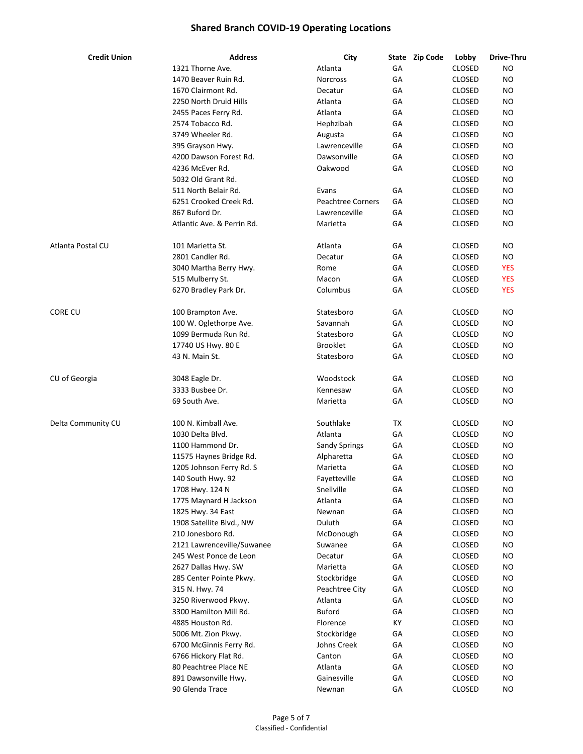# Shared Branch COVID-19 Operating Locations

| Credit Union | Address | City | State | Zip Code | Lobby | Drive-Thru |
|---|---|---|---|---|---|---|
| | 1321 Thorne Ave. | Atlanta | GA | | CLOSED | NO |
| | 1470 Beaver Ruin Rd. | Norcross | GA | | CLOSED | NO |
| | 1670 Clairmont Rd. | Decatur | GA | | CLOSED | NO |
| | 2250 North Druid Hills | Atlanta | GA | | CLOSED | NO |
| | 2455 Paces Ferry Rd. | Atlanta | GA | | CLOSED | NO |
| | 2574 Tobacco Rd. | Hephzibah | GA | | CLOSED | NO |
| | 3749 Wheeler Rd. | Augusta | GA | | CLOSED | NO |
| | 395 Grayson Hwy. | Lawrenceville | GA | | CLOSED | NO |
| | 4200 Dawson Forest Rd. | Dawsonville | GA | | CLOSED | NO |
| | 4236 McEver Rd. | Oakwood | GA | | CLOSED | NO |
| | 5032 Old Grant Rd. | | | | CLOSED | NO |
| | 511 North Belair Rd. | Evans | GA | | CLOSED | NO |
| | 6251 Crooked Creek Rd. | Peachtree Corners | GA | | CLOSED | NO |
| | 867 Buford Dr. | Lawrenceville | GA | | CLOSED | NO |
| | Atlantic Ave. & Perrin Rd. | Marietta | GA | | CLOSED | NO |
| Atlanta Postal CU | 101 Marietta St. | Atlanta | GA | | CLOSED | NO |
| | 2801 Candler Rd. | Decatur | GA | | CLOSED | NO |
| | 3040 Martha Berry Hwy. | Rome | GA | | CLOSED | YES |
| | 515 Mulberry St. | Macon | GA | | CLOSED | YES |
| | 6270 Bradley Park Dr. | Columbus | GA | | CLOSED | YES |
| CORE CU | 100 Brampton Ave. | Statesboro | GA | | CLOSED | NO |
| | 100 W. Oglethorpe Ave. | Savannah | GA | | CLOSED | NO |
| | 1099 Bermuda Run Rd. | Statesboro | GA | | CLOSED | NO |
| | 17740 US Hwy. 80 E | Brooklet | GA | | CLOSED | NO |
| | 43 N. Main St. | Statesboro | GA | | CLOSED | NO |
| CU of Georgia | 3048 Eagle Dr. | Woodstock | GA | | CLOSED | NO |
| | 3333 Busbee Dr. | Kennesaw | GA | | CLOSED | NO |
| | 69 South Ave. | Marietta | GA | | CLOSED | NO |
| Delta Community CU | 100 N. Kimball Ave. | Southlake | TX | | CLOSED | NO |
| | 1030 Delta Blvd. | Atlanta | GA | | CLOSED | NO |
| | 1100 Hammond Dr. | Sandy Springs | GA | | CLOSED | NO |
| | 11575 Haynes Bridge Rd. | Alpharetta | GA | | CLOSED | NO |
| | 1205 Johnson Ferry Rd. S | Marietta | GA | | CLOSED | NO |
| | 140 South Hwy. 92 | Fayetteville | GA | | CLOSED | NO |
| | 1708 Hwy. 124 N | Snellville | GA | | CLOSED | NO |
| | 1775 Maynard H Jackson | Atlanta | GA | | CLOSED | NO |
| | 1825 Hwy. 34 East | Newnan | GA | | CLOSED | NO |
| | 1908 Satellite Blvd., NW | Duluth | GA | | CLOSED | NO |
| | 210 Jonesboro Rd. | McDonough | GA | | CLOSED | NO |
| | 2121 Lawrenceville/Suwanee | Suwanee | GA | | CLOSED | NO |
| | 245 West Ponce de Leon | Decatur | GA | | CLOSED | NO |
| | 2627 Dallas Hwy. SW | Marietta | GA | | CLOSED | NO |
| | 285 Center Pointe Pkwy. | Stockbridge | GA | | CLOSED | NO |
| | 315 N. Hwy. 74 | Peachtree City | GA | | CLOSED | NO |
| | 3250 Riverwood Pkwy. | Atlanta | GA | | CLOSED | NO |
| | 3300 Hamilton Mill Rd. | Buford | GA | | CLOSED | NO |
| | 4885 Houston Rd. | Florence | KY | | CLOSED | NO |
| | 5006 Mt. Zion Pkwy. | Stockbridge | GA | | CLOSED | NO |
| | 6700 McGinnis Ferry Rd. | Johns Creek | GA | | CLOSED | NO |
| | 6766 Hickory Flat Rd. | Canton | GA | | CLOSED | NO |
| | 80 Peachtree Place NE | Atlanta | GA | | CLOSED | NO |
| | 891 Dawsonville Hwy. | Gainesville | GA | | CLOSED | NO |
| | 90 Glenda Trace | Newnan | GA | | CLOSED | NO |

Classified - Confidential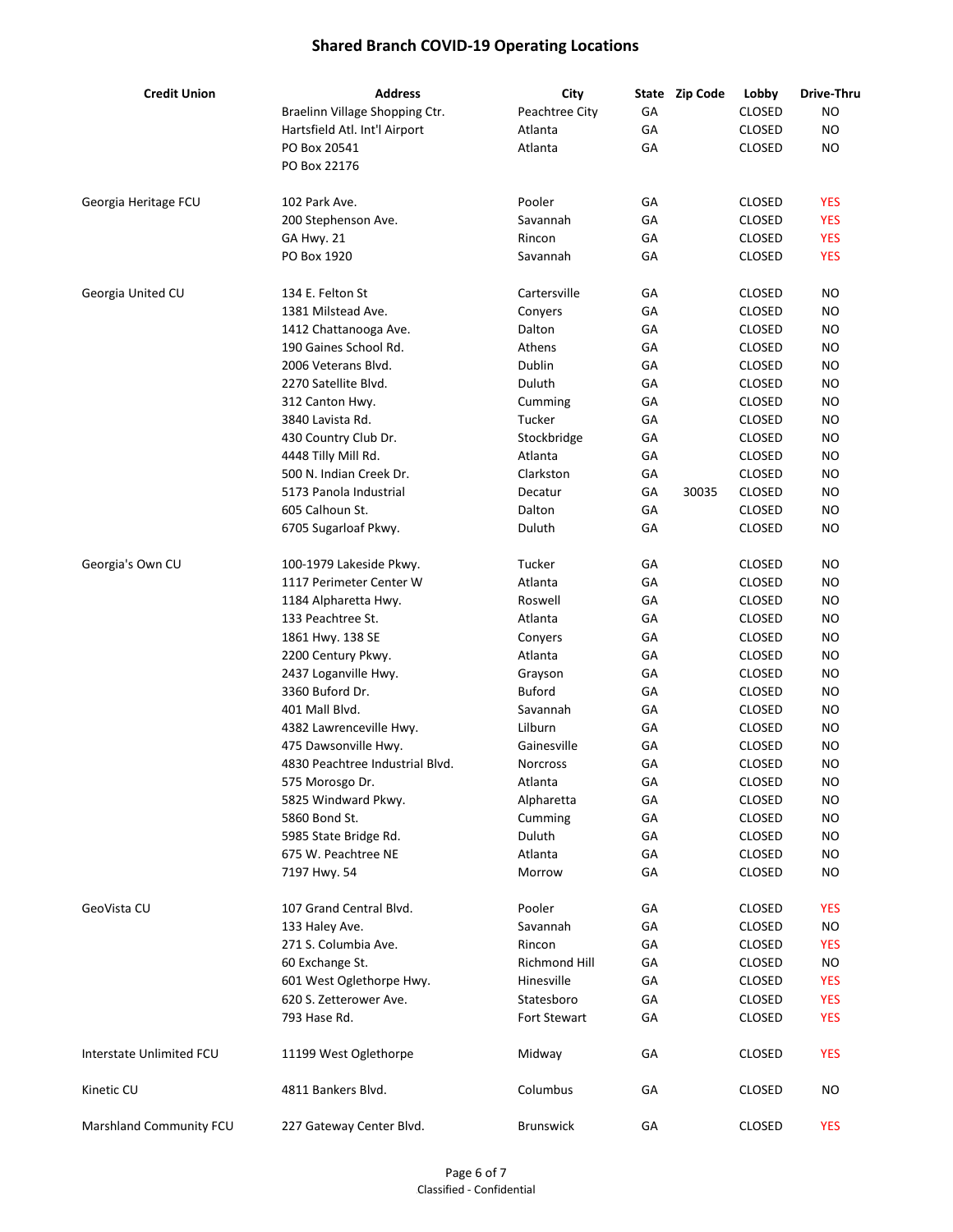# Shared Branch COVID-19 Operating Locations

| Credit Union | Address | City | State | Zip Code | Lobby | Drive-Thru |
|---|---|---|---|---|---|---|
| | Braelinn Village Shopping Ctr. | Peachtree City | GA | | CLOSED | NO |
| | Hartsfield Atl. Int'l Airport | Atlanta | GA | | CLOSED | NO |
| | PO Box 20541 | Atlanta | GA | | CLOSED | NO |
| | PO Box 22176 | | | | | |
| Georgia Heritage FCU | 102 Park Ave. | Pooler | GA | | CLOSED | YES |
| | 200 Stephenson Ave. | Savannah | GA | | CLOSED | YES |
| | GA Hwy. 21 | Rincon | GA | | CLOSED | YES |
| | PO Box 1920 | Savannah | GA | | CLOSED | YES |
| Georgia United CU | 134 E. Felton St | Cartersville | GA | | CLOSED | NO |
| | 1381 Milstead Ave. | Conyers | GA | | CLOSED | NO |
| | 1412 Chattanooga Ave. | Dalton | GA | | CLOSED | NO |
| | 190 Gaines School Rd. | Athens | GA | | CLOSED | NO |
| | 2006 Veterans Blvd. | Dublin | GA | | CLOSED | NO |
| | 2270 Satellite Blvd. | Duluth | GA | | CLOSED | NO |
| | 312 Canton Hwy. | Cumming | GA | | CLOSED | NO |
| | 3840 Lavista Rd. | Tucker | GA | | CLOSED | NO |
| | 430 Country Club Dr. | Stockbridge | GA | | CLOSED | NO |
| | 4448 Tilly Mill Rd. | Atlanta | GA | | CLOSED | NO |
| | 500 N. Indian Creek Dr. | Clarkston | GA | | CLOSED | NO |
| | 5173 Panola Industrial | Decatur | GA | 30035 | CLOSED | NO |
| | 605 Calhoun St. | Dalton | GA | | CLOSED | NO |
| | 6705 Sugarloaf Pkwy. | Duluth | GA | | CLOSED | NO |
| Georgia's Own CU | 100-1979 Lakeside Pkwy. | Tucker | GA | | CLOSED | NO |
| | 1117 Perimeter Center W | Atlanta | GA | | CLOSED | NO |
| | 1184 Alpharetta Hwy. | Roswell | GA | | CLOSED | NO |
| | 133 Peachtree St. | Atlanta | GA | | CLOSED | NO |
| | 1861 Hwy. 138 SE | Conyers | GA | | CLOSED | NO |
| | 2200 Century Pkwy. | Atlanta | GA | | CLOSED | NO |
| | 2437 Loganville Hwy. | Grayson | GA | | CLOSED | NO |
| | 3360 Buford Dr. | Buford | GA | | CLOSED | NO |
| | 401 Mall Blvd. | Savannah | GA | | CLOSED | NO |
| | 4382 Lawrenceville Hwy. | Lilburn | GA | | CLOSED | NO |
| | 475 Dawsonville Hwy. | Gainesville | GA | | CLOSED | NO |
| | 4830 Peachtree Industrial Blvd. | Norcross | GA | | CLOSED | NO |
| | 575 Morosgo Dr. | Atlanta | GA | | CLOSED | NO |
| | 5825 Windward Pkwy. | Alpharetta | GA | | CLOSED | NO |
| | 5860 Bond St. | Cumming | GA | | CLOSED | NO |
| | 5985 State Bridge Rd. | Duluth | GA | | CLOSED | NO |
| | 675 W. Peachtree NE | Atlanta | GA | | CLOSED | NO |
| | 7197 Hwy. 54 | Morrow | GA | | CLOSED | NO |
| GeoVista CU | 107 Grand Central Blvd. | Pooler | GA | | CLOSED | YES |
| | 133 Haley Ave. | Savannah | GA | | CLOSED | NO |
| | 271 S. Columbia Ave. | Rincon | GA | | CLOSED | YES |
| | 60 Exchange St. | Richmond Hill | GA | | CLOSED | NO |
| | 601 West Oglethorpe Hwy. | Hinesville | GA | | CLOSED | YES |
| | 620 S. Zetterower Ave. | Statesboro | GA | | CLOSED | YES |
| | 793 Hase Rd. | Fort Stewart | GA | | CLOSED | YES |
| Interstate Unlimited FCU | 11199 West Oglethorpe | Midway | GA | | CLOSED | YES |
| Kinetic CU | 4811 Bankers Blvd. | Columbus | GA | | CLOSED | NO |
| Marshland Community FCU | 227 Gateway Center Blvd. | Brunswick | GA | | CLOSED | YES |

Classified - Confidential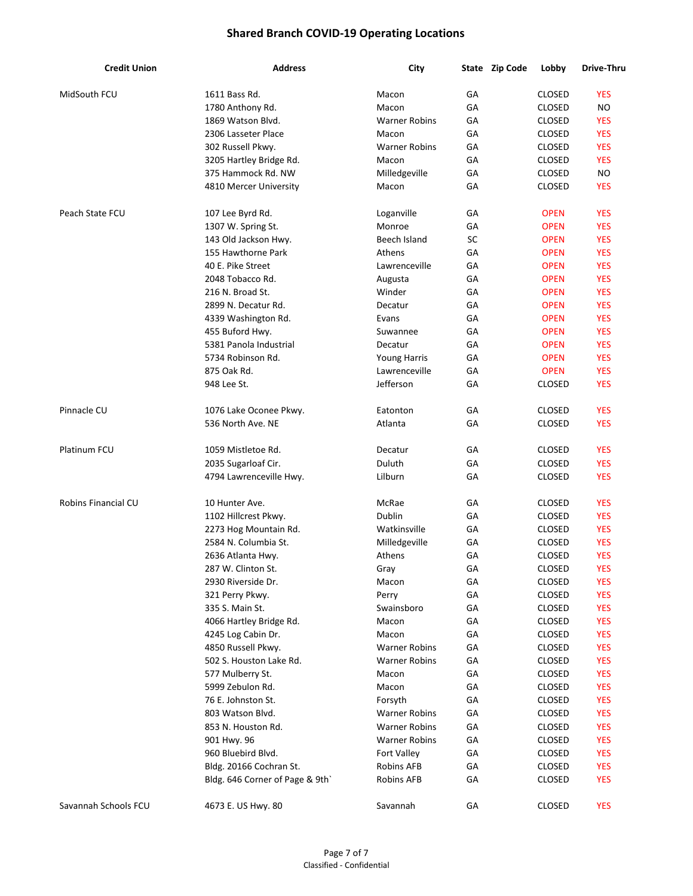# Shared Branch COVID-19 Operating Locations

| Credit Union | Address | City | State | Zip Code | Lobby | Drive-Thru |
|---|---|---|---|---|---|---|
| MidSouth FCU | 1611 Bass Rd. | Macon | GA | | CLOSED | YES |
| | 1780 Anthony Rd. | Macon | GA | | CLOSED | NO |
| | 1869 Watson Blvd. | Warner Robins | GA | | CLOSED | YES |
| | 2306 Lasseter Place | Macon | GA | | CLOSED | YES |
| | 302 Russell Pkwy. | Warner Robins | GA | | CLOSED | YES |
| | 3205 Hartley Bridge Rd. | Macon | GA | | CLOSED | YES |
| | 375 Hammock Rd. NW | Milledgeville | GA | | CLOSED | NO |
| | 4810 Mercer University | Macon | GA | | CLOSED | YES |
| Peach State FCU | 107 Lee Byrd Rd. | Loganville | GA | | OPEN | YES |
| | 1307 W. Spring St. | Monroe | GA | | OPEN | YES |
| | 143 Old Jackson Hwy. | Beech Island | SC | | OPEN | YES |
| | 155 Hawthorne Park | Athens | GA | | OPEN | YES |
| | 40 E. Pike Street | Lawrenceville | GA | | OPEN | YES |
| | 2048 Tobacco Rd. | Augusta | GA | | OPEN | YES |
| | 216 N. Broad St. | Winder | GA | | OPEN | YES |
| | 2899 N. Decatur Rd. | Decatur | GA | | OPEN | YES |
| | 4339 Washington Rd. | Evans | GA | | OPEN | YES |
| | 455 Buford Hwy. | Suwannee | GA | | OPEN | YES |
| | 5381 Panola Industrial | Decatur | GA | | OPEN | YES |
| | 5734 Robinson Rd. | Young Harris | GA | | OPEN | YES |
| | 875 Oak Rd. | Lawrenceville | GA | | OPEN | YES |
| | 948 Lee St. | Jefferson | GA | | CLOSED | YES |
| Pinnacle CU | 1076 Lake Oconee Pkwy. | Eatonton | GA | | CLOSED | YES |
| | 536 North Ave. NE | Atlanta | GA | | CLOSED | YES |
| Platinum FCU | 1059 Mistletoe Rd. | Decatur | GA | | CLOSED | YES |
| | 2035 Sugarloaf Cir. | Duluth | GA | | CLOSED | YES |
| | 4794 Lawrenceville Hwy. | Lilburn | GA | | CLOSED | YES |
| Robins Financial CU | 10 Hunter Ave. | McRae | GA | | CLOSED | YES |
| | 1102 Hillcrest Pkwy. | Dublin | GA | | CLOSED | YES |
| | 2273 Hog Mountain Rd. | Watkinsville | GA | | CLOSED | YES |
| | 2584 N. Columbia St. | Milledgeville | GA | | CLOSED | YES |
| | 2636 Atlanta Hwy. | Athens | GA | | CLOSED | YES |
| | 287 W. Clinton St. | Gray | GA | | CLOSED | YES |
| | 2930 Riverside Dr. | Macon | GA | | CLOSED | YES |
| | 321 Perry Pkwy. | Perry | GA | | CLOSED | YES |
| | 335 S. Main St. | Swainsboro | GA | | CLOSED | YES |
| | 4066 Hartley Bridge Rd. | Macon | GA | | CLOSED | YES |
| | 4245 Log Cabin Dr. | Macon | GA | | CLOSED | YES |
| | 4850 Russell Pkwy. | Warner Robins | GA | | CLOSED | YES |
| | 502 S. Houston Lake Rd. | Warner Robins | GA | | CLOSED | YES |
| | 577 Mulberry St. | Macon | GA | | CLOSED | YES |
| | 5999 Zebulon Rd. | Macon | GA | | CLOSED | YES |
| | 76 E. Johnston St. | Forsyth | GA | | CLOSED | YES |
| | 803 Watson Blvd. | Warner Robins | GA | | CLOSED | YES |
| | 853 N. Houston Rd. | Warner Robins | GA | | CLOSED | YES |
| | 901 Hwy. 96 | Warner Robins | GA | | CLOSED | YES |
| | 960 Bluebird Blvd. | Fort Valley | GA | | CLOSED | YES |
| | Bldg. 20166 Cochran St. | Robins AFB | GA | | CLOSED | YES |
| | Bldg. 646 Corner of Page & 9th` | Robins AFB | GA | | CLOSED | YES |
| Savannah Schools FCU | 4673 E. US Hwy. 80 | Savannah | GA | | CLOSED | YES |

Classified - Confidential